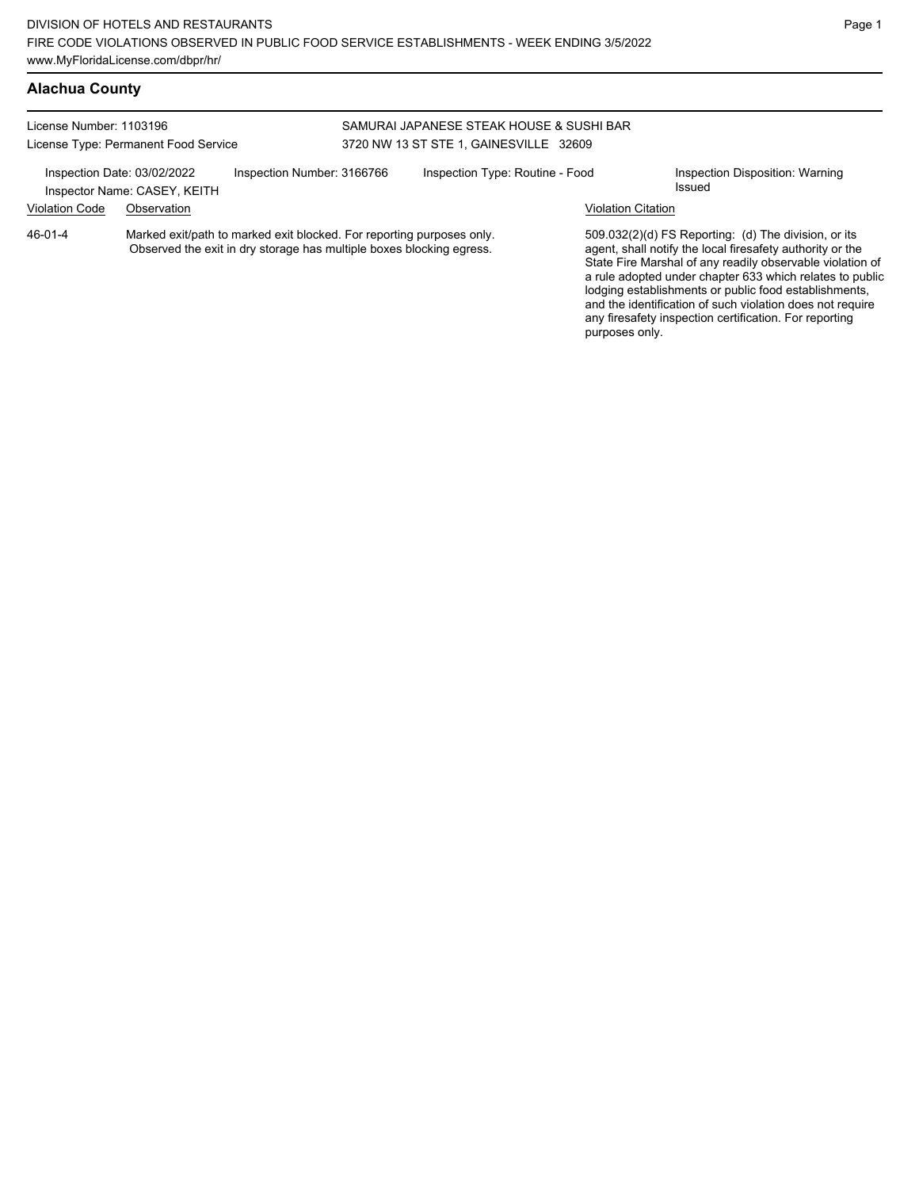# Alachua County

License Number: 1103196
License Type: Permanent Food Service

SAMURAI JAPANESE STEAK HOUSE & SUSHI BAR
3720 NW 13 ST STE 1, GAINESVILLE 32609

Inspection Date: 03/02/2022
Inspector Name: CASEY, KEITH
Inspection Number: 3166766
Inspection Type: Routine - Food
Inspection Disposition: Warning Issued

| Violation Code | Observation | Violation Citation |
|---|---|---|
| 46-01-4 | Marked exit/path to marked exit blocked. For reporting purposes only. Observed the exit in dry storage has multiple boxes blocking egress. | 509.032(2)(d) FS Reporting: (d) The division, or its agent, shall notify the local firesafety authority or the State Fire Marshal of any readily observable violation of a rule adopted under chapter 633 which relates to public lodging establishments or public food establishments, and the identification of such violation does not require any firesafety inspection certification. For reporting purposes only. |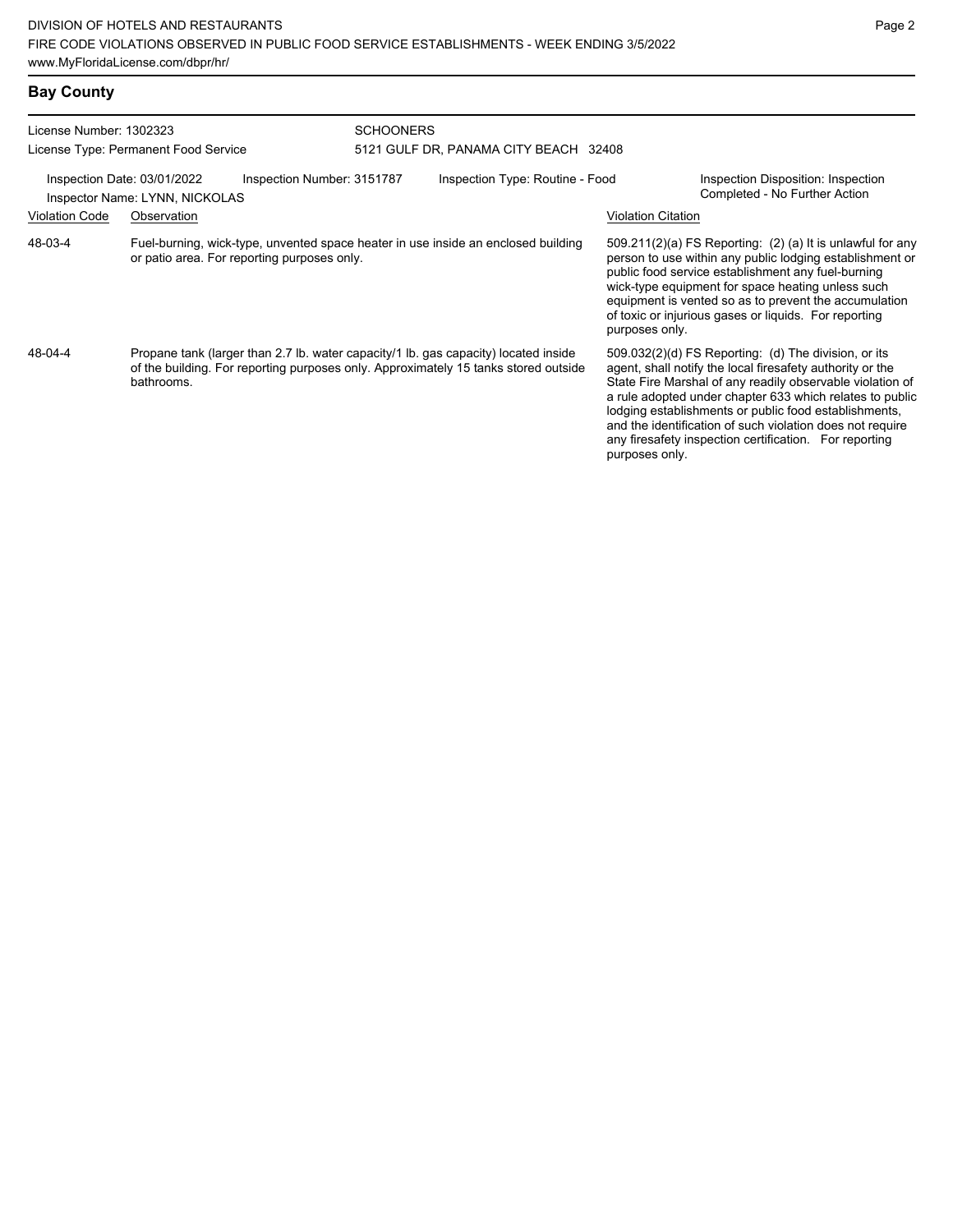## Bay County

License Number: 1302323
License Type: Permanent Food Service

SCHOONERS
5121 GULF DR, PANAMA CITY BEACH 32408

Inspection Date: 03/01/2022
Inspector Name: LYNN, NICKOLAS
Inspection Number: 3151787
Inspection Type: Routine - Food
Inspection Disposition: Inspection Completed - No Further Action

| Violation Code | Observation | Violation Citation |
|---|---|---|
| 48-03-4 | Fuel-burning, wick-type, unvented space heater in use inside an enclosed building or patio area. For reporting purposes only. | 509.211(2)(a) FS Reporting: (2) (a) It is unlawful for any person to use within any public lodging establishment or public food service establishment any fuel-burning wick-type equipment for space heating unless such equipment is vented so as to prevent the accumulation of toxic or injurious gases or liquids. For reporting purposes only. |
| 48-04-4 | Propane tank (larger than 2.7 lb. water capacity/1 lb. gas capacity) located inside of the building. For reporting purposes only. Approximately 15 tanks stored outside bathrooms. | 509.032(2)(d) FS Reporting: (d) The division, or its agent, shall notify the local firesafety authority or the State Fire Marshal of any readily observable violation of a rule adopted under chapter 633 which relates to public lodging establishments or public food establishments, and the identification of such violation does not require any firesafety inspection certification. For reporting purposes only. |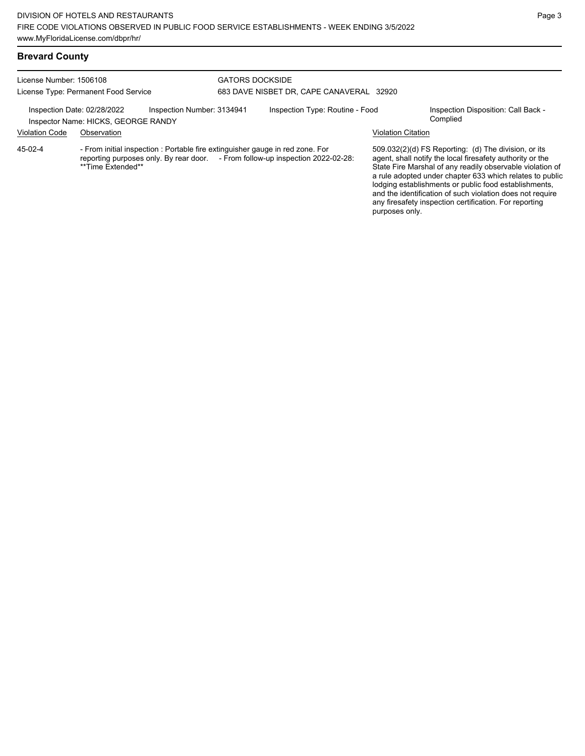## Brevard County

License Number: 1506108
License Type: Permanent Food Service

GATORS DOCKSIDE
683 DAVE NISBET DR, CAPE CANAVERAL 32920

Inspection Date: 02/28/2022
Inspection Number: 3134941
Inspection Type: Routine - Food
Inspection Disposition: Call Back - Complied
Inspector Name: HICKS, GEORGE RANDY

| Violation Code | Observation | Violation Citation |
| --- | --- | --- |
| 45-02-4 | - From initial inspection : Portable fire extinguisher gauge in red zone. For reporting purposes only. By rear door. - From follow-up inspection 2022-02-28: **Time Extended** | 509.032(2)(d) FS Reporting: (d) The division, or its agent, shall notify the local firesafety authority or the State Fire Marshal of any readily observable violation of a rule adopted under chapter 633 which relates to public lodging establishments or public food establishments, and the identification of such violation does not require any firesafety inspection certification. For reporting purposes only. |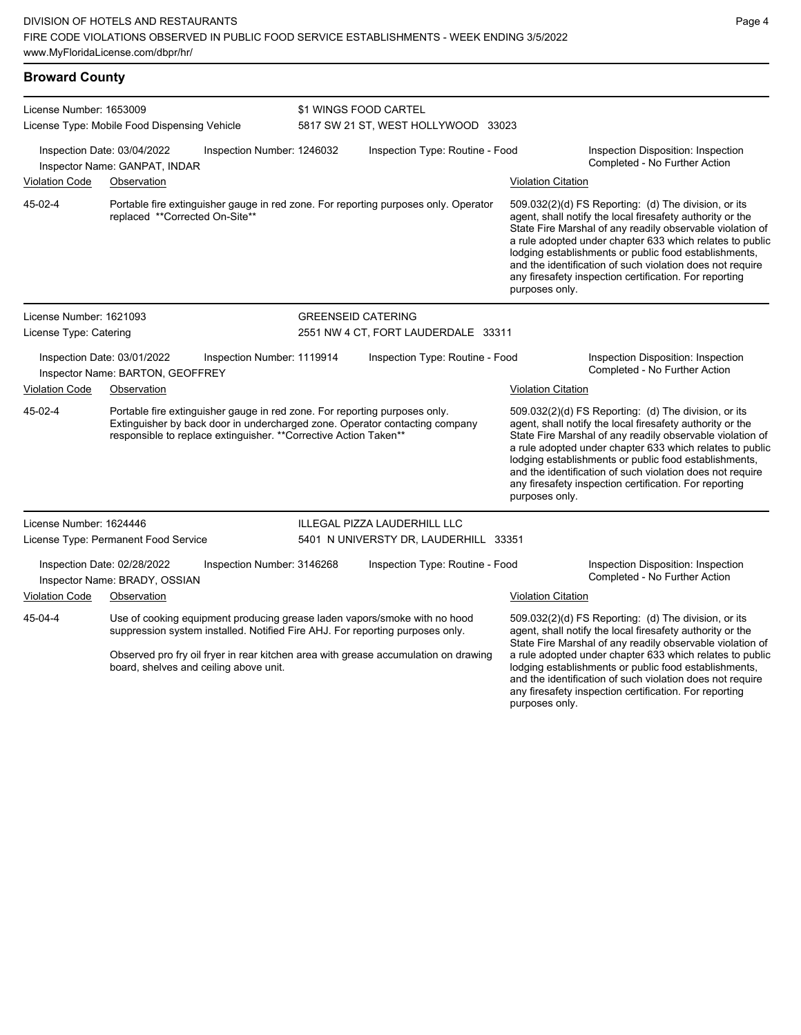## Broward County

**License Number:** 1653009
**License Type:** Mobile Food Dispensing Vehicle
**\$1 WINGS FOOD CARTEL**
5817 SW 21 ST, WEST HOLLYWOOD 33023

Inspection Date: 03/04/2022 | Inspection Number: 1246032 | Inspection Type: Routine - Food | Inspection Disposition: Inspection Completed - No Further Action
Inspector Name: GANPAT, INDAR

| Violation Code | Observation | Violation Citation |
|---|---|---|
| 45-02-4 | Portable fire extinguisher gauge in red zone. For reporting purposes only. Operator replaced **Corrected On-Site** | 509.032(2)(d) FS Reporting: (d) The division, or its agent, shall notify the local firesafety authority or the State Fire Marshal of any readily observable violation of a rule adopted under chapter 633 which relates to public lodging establishments or public food establishments, and the identification of such violation does not require any firesafety inspection certification. For reporting purposes only. |

**License Number:** 1621093
**License Type:** Catering
**GREENSEID CATERING**
2551 NW 4 CT, FORT LAUDERDALE 33311

Inspection Date: 03/01/2022 | Inspection Number: 1119914 | Inspection Type: Routine - Food | Inspection Disposition: Inspection Completed - No Further Action
Inspector Name: BARTON, GEOFFREY

| Violation Code | Observation | Violation Citation |
|---|---|---|
| 45-02-4 | Portable fire extinguisher gauge in red zone. For reporting purposes only. Extinguisher by back door in undercharged zone. Operator contacting company responsible to replace extinguisher. **Corrective Action Taken** | 509.032(2)(d) FS Reporting: (d) The division, or its agent, shall notify the local firesafety authority or the State Fire Marshal of any readily observable violation of a rule adopted under chapter 633 which relates to public lodging establishments or public food establishments, and the identification of such violation does not require any firesafety inspection certification. For reporting purposes only. |

**License Number:** 1624446
**License Type:** Permanent Food Service
**ILLEGAL PIZZA LAUDERHILL LLC**
5401 N UNIVERSTY DR, LAUDERHILL 33351

Inspection Date: 02/28/2022 | Inspection Number: 3146268 | Inspection Type: Routine - Food | Inspection Disposition: Inspection Completed - No Further Action
Inspector Name: BRADY, OSSIAN

| Violation Code | Observation | Violation Citation |
|---|---|---|
| 45-04-4 | Use of cooking equipment producing grease laden vapors/smoke with no hood suppression system installed. Notified Fire AHJ. For reporting purposes only.<br><br>Observed pro fry oil fryer in rear kitchen area with grease accumulation on drawing board, shelves and ceiling above unit. | 509.032(2)(d) FS Reporting: (d) The division, or its agent, shall notify the local firesafety authority or the State Fire Marshal of any readily observable violation of a rule adopted under chapter 633 which relates to public lodging establishments or public food establishments, and the identification of such violation does not require any firesafety inspection certification. For reporting purposes only. |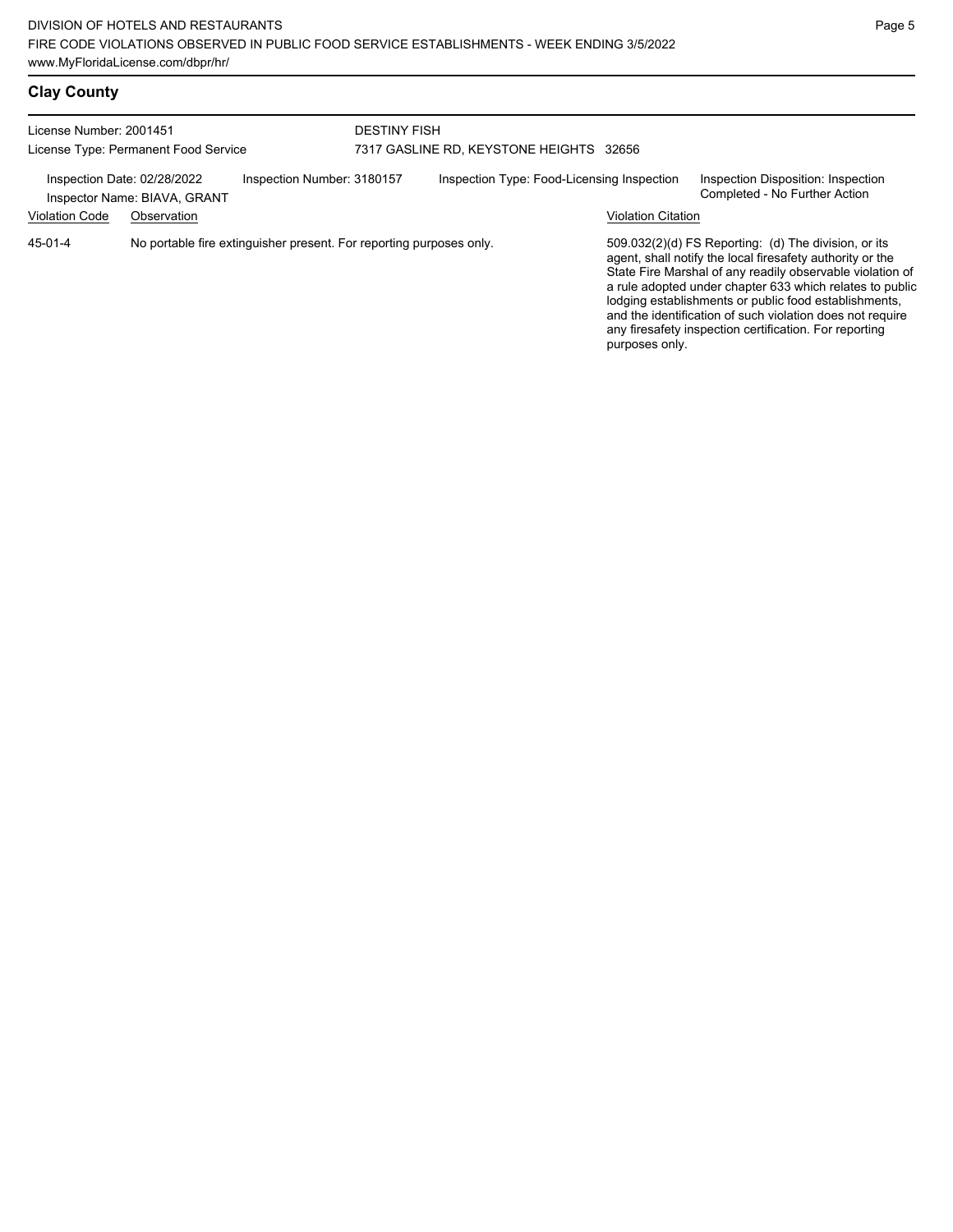## Clay County

License Number: 2001451
License Type: Permanent Food Service

DESTINY FISH
7317 GASLINE RD, KEYSTONE HEIGHTS 32656

Inspection Date: 02/28/2022
Inspector Name: BIAVA, GRANT
Inspection Number: 3180157
Inspection Type: Food-Licensing Inspection
Inspection Disposition: Inspection Completed - No Further Action

| Violation Code | Observation | Violation Citation |
|---|---|---|
| 45-01-4 | No portable fire extinguisher present. For reporting purposes only. | 509.032(2)(d) FS Reporting: (d) The division, or its agent, shall notify the local firesafety authority or the State Fire Marshal of any readily observable violation of a rule adopted under chapter 633 which relates to public lodging establishments or public food establishments, and the identification of such violation does not require any firesafety inspection certification. For reporting purposes only. |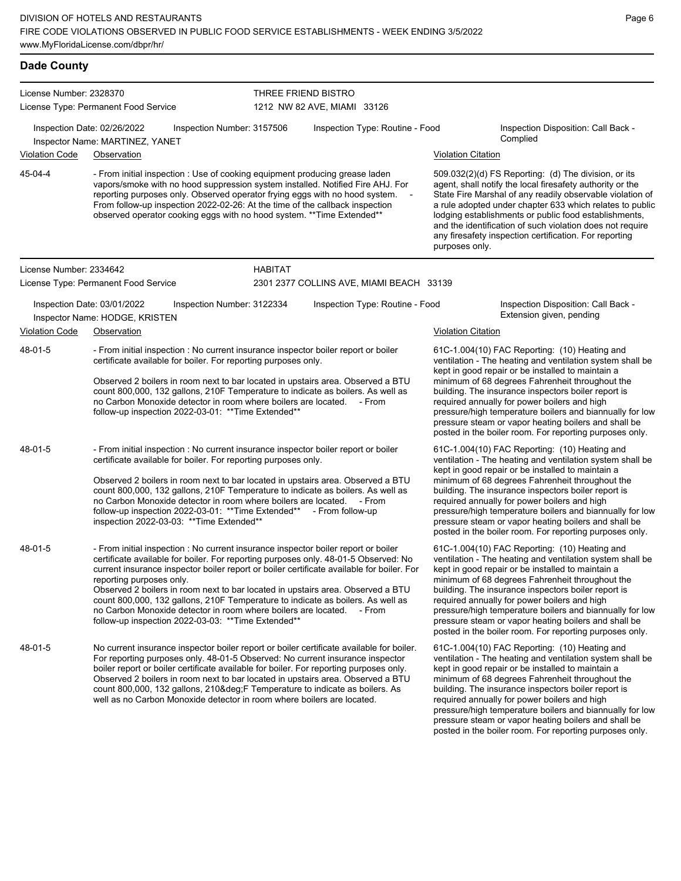## Dade County

**License Number:** 2328370
**License Type:** Permanent Food Service

**THREE FRIEND BISTRO**
1212 NW 82 AVE, MIAMI 33126

**Inspection Date:** 02/26/2022 | **Inspection Number:** 3157506 | **Inspection Type:** Routine - Food | **Inspection Disposition:** Call Back - Complied
**Inspector Name:** MARTINEZ, YANET

| Violation Code | Observation | Violation Citation |
|---|---|---|
| 45-04-4 | - From initial inspection : Use of cooking equipment producing grease laden vapors/smoke with no hood suppression system installed. Notified Fire AHJ. For reporting purposes only. Observed operator frying eggs with no hood system. - From follow-up inspection 2022-02-26: At the time of the callback inspection observed operator cooking eggs with no hood system. **Time Extended** | 509.032(2)(d) FS Reporting: (d) The division, or its agent, shall notify the local firesafety authority or the State Fire Marshal of any readily observable violation of a rule adopted under chapter 633 which relates to public lodging establishments or public food establishments, and the identification of such violation does not require any firesafety inspection certification. For reporting purposes only. |

**License Number:** 2334642
**License Type:** Permanent Food Service

**HABITAT**
2301 2377 COLLINS AVE, MIAMI BEACH 33139

**Inspection Date:** 03/01/2022 | **Inspection Number:** 3122334 | **Inspection Type:** Routine - Food | **Inspection Disposition:** Call Back - Extension given, pending
**Inspector Name:** HODGE, KRISTEN

| Violation Code | Observation | Violation Citation |
|---|---|---|
| 48-01-5 | - From initial inspection : No current insurance inspector boiler report or boiler certificate available for boiler. For reporting purposes only.<br><br>Observed 2 boilers in room next to bar located in upstairs area. Observed a BTU count 800,000, 132 gallons, 210F Temperature to indicate as boilers. As well as no Carbon Monoxide detector in room where boilers are located. - From follow-up inspection 2022-03-01: **Time Extended** | 61C-1.004(10) FAC Reporting: (10) Heating and ventilation - The heating and ventilation system shall be kept in good repair or be installed to maintain a minimum of 68 degrees Fahrenheit throughout the building. The insurance inspectors boiler report is required annually for power boilers and high pressure/high temperature boilers and biannually for low pressure steam or vapor heating boilers and shall be posted in the boiler room. For reporting purposes only. |
| 48-01-5 | - From initial inspection : No current insurance inspector boiler report or boiler certificate available for boiler. For reporting purposes only.<br><br>Observed 2 boilers in room next to bar located in upstairs area. Observed a BTU count 800,000, 132 gallons, 210F Temperature to indicate as boilers. As well as no Carbon Monoxide detector in room where boilers are located. - From follow-up inspection 2022-03-01: **Time Extended** - From follow-up inspection 2022-03-03: **Time Extended** | 61C-1.004(10) FAC Reporting: (10) Heating and ventilation - The heating and ventilation system shall be kept in good repair or be installed to maintain a minimum of 68 degrees Fahrenheit throughout the building. The insurance inspectors boiler report is required annually for power boilers and high pressure/high temperature boilers and biannually for low pressure steam or vapor heating boilers and shall be posted in the boiler room. For reporting purposes only. |
| 48-01-5 | - From initial inspection : No current insurance inspector boiler report or boiler certificate available for boiler. For reporting purposes only. 48-01-5 Observed: No current insurance inspector boiler report or boiler certificate available for boiler. For reporting purposes only.<br>Observed 2 boilers in room next to bar located in upstairs area. Observed a BTU count 800,000, 132 gallons, 210F Temperature to indicate as boilers. As well as no Carbon Monoxide detector in room where boilers are located. - From follow-up inspection 2022-03-03: **Time Extended** | 61C-1.004(10) FAC Reporting: (10) Heating and ventilation - The heating and ventilation system shall be kept in good repair or be installed to maintain a minimum of 68 degrees Fahrenheit throughout the building. The insurance inspectors boiler report is required annually for power boilers and high pressure/high temperature boilers and biannually for low pressure steam or vapor heating boilers and shall be posted in the boiler room. For reporting purposes only. |
| 48-01-5 | No current insurance inspector boiler report or boiler certificate available for boiler. For reporting purposes only. 48-01-5 Observed: No current insurance inspector boiler report or boiler certificate available for boiler. For reporting purposes only. Observed 2 boilers in room next to bar located in upstairs area. Observed a BTU count 800,000, 132 gallons, 210&deg;F Temperature to indicate as boilers. As well as no Carbon Monoxide detector in room where boilers are located. | 61C-1.004(10) FAC Reporting: (10) Heating and ventilation - The heating and ventilation system shall be kept in good repair or be installed to maintain a minimum of 68 degrees Fahrenheit throughout the building. The insurance inspectors boiler report is required annually for power boilers and high pressure/high temperature boilers and biannually for low pressure steam or vapor heating boilers and shall be posted in the boiler room. For reporting purposes only. |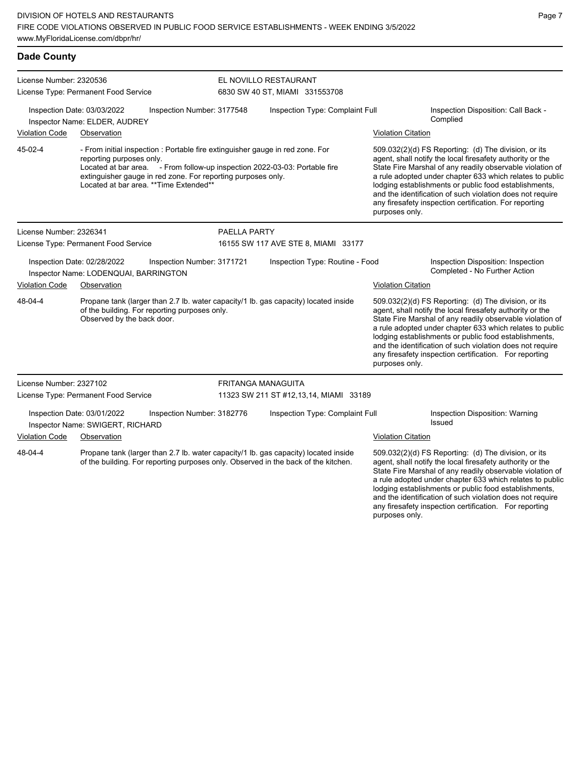## Dade County

**License Number:** 2320536
**License Type:** Permanent Food Service

**EL NOVILLO RESTAURANT**
6830 SW 40 ST, MIAMI 331553708

Inspection Date: 03/03/2022
Inspection Number: 3177548
Inspection Type: Complaint Full
Inspection Disposition: Call Back - Complied
Inspector Name: ELDER, AUDREY

| Violation Code | Observation | Violation Citation |
| --- | --- | --- |
| 45-02-4 | - From initial inspection : Portable fire extinguisher gauge in red zone. For reporting purposes only. Located at bar area. - From follow-up inspection 2022-03-03: Portable fire extinguisher gauge in red zone. For reporting purposes only. Located at bar area. **Time Extended** | 509.032(2)(d) FS Reporting: (d) The division, or its agent, shall notify the local firesafety authority or the State Fire Marshal of any readily observable violation of a rule adopted under chapter 633 which relates to public lodging establishments or public food establishments, and the identification of such violation does not require any firesafety inspection certification. For reporting purposes only. |

**License Number:** 2326341
**License Type:** Permanent Food Service

**PAELLA PARTY**
16155 SW 117 AVE STE 8, MIAMI 33177

Inspection Date: 02/28/2022
Inspection Number: 3171721
Inspection Type: Routine - Food
Inspection Disposition: Inspection Completed - No Further Action
Inspector Name: LODENQUAI, BARRINGTON

| Violation Code | Observation | Violation Citation |
| --- | --- | --- |
| 48-04-4 | Propane tank (larger than 2.7 lb. water capacity/1 lb. gas capacity) located inside of the building. For reporting purposes only. Observed by the back door. | 509.032(2)(d) FS Reporting: (d) The division, or its agent, shall notify the local firesafety authority or the State Fire Marshal of any readily observable violation of a rule adopted under chapter 633 which relates to public lodging establishments or public food establishments, and the identification of such violation does not require any firesafety inspection certification. For reporting purposes only. |

**License Number:** 2327102
**License Type:** Permanent Food Service

**FRITANGA MANAGUITA**
11323 SW 211 ST #12,13,14, MIAMI 33189

Inspection Date: 03/01/2022
Inspection Number: 3182776
Inspection Type: Complaint Full
Inspection Disposition: Warning Issued
Inspector Name: SWIGERT, RICHARD

| Violation Code | Observation | Violation Citation |
| --- | --- | --- |
| 48-04-4 | Propane tank (larger than 2.7 lb. water capacity/1 lb. gas capacity) located inside of the building. For reporting purposes only. Observed in the back of the kitchen. | 509.032(2)(d) FS Reporting: (d) The division, or its agent, shall notify the local firesafety authority or the State Fire Marshal of any readily observable violation of a rule adopted under chapter 633 which relates to public lodging establishments or public food establishments, and the identification of such violation does not require any firesafety inspection certification. For reporting purposes only. |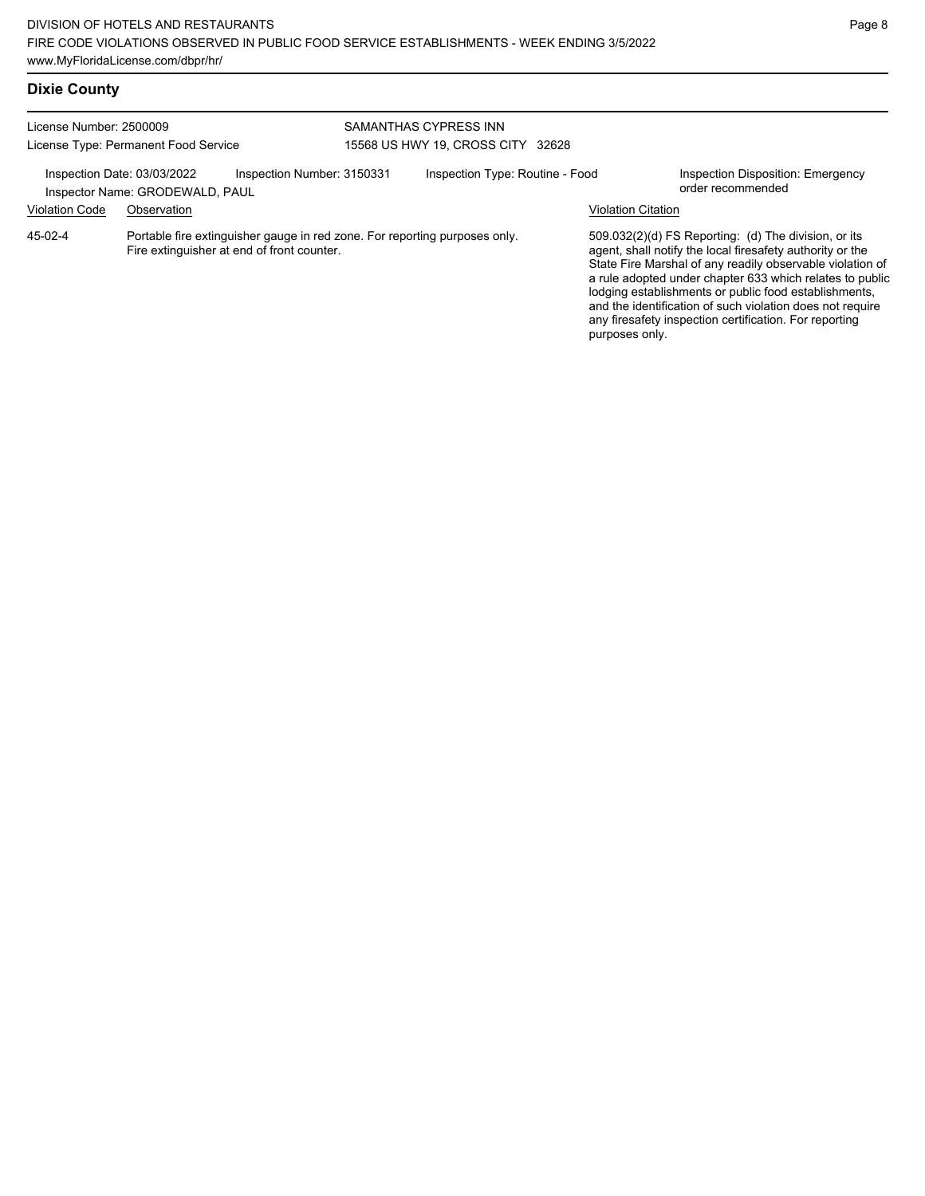## Dixie County

License Number: 2500009
License Type: Permanent Food Service

SAMANTHAS CYPRESS INN
15568 US HWY 19, CROSS CITY 32628

Inspection Date: 03/03/2022 Inspection Number: 3150331 Inspection Type: Routine - Food Inspection Disposition: Emergency order recommended
Inspector Name: GRODEWALD, PAUL

| Violation Code | Observation | Violation Citation |
| --- | --- | --- |
| 45-02-4 | Portable fire extinguisher gauge in red zone. For reporting purposes only. Fire extinguisher at end of front counter. | 509.032(2)(d) FS Reporting: (d) The division, or its agent, shall notify the local firesafety authority or the State Fire Marshal of any readily observable violation of a rule adopted under chapter 633 which relates to public lodging establishments or public food establishments, and the identification of such violation does not require any firesafety inspection certification. For reporting purposes only. |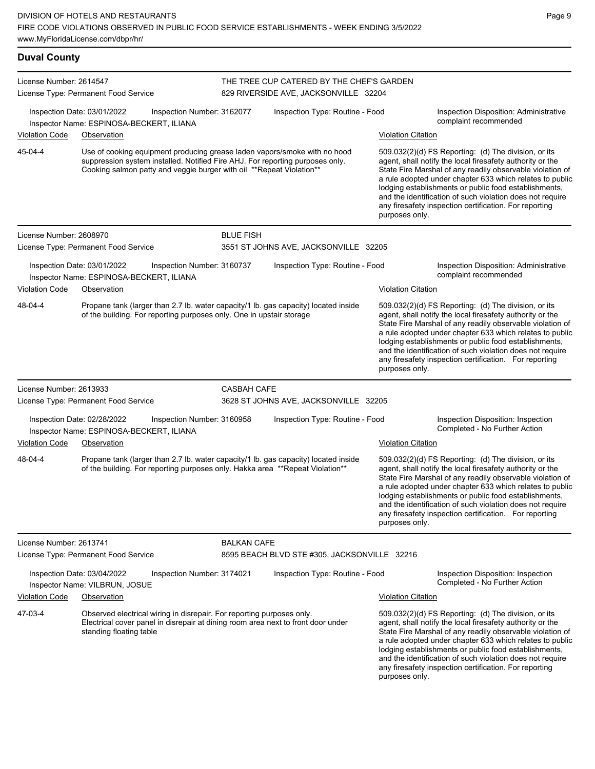## Duval County

**License Number:** 2614547
**License Type:** Permanent Food Service

**THE TREE CUP CATERED BY THE CHEF'S GARDEN**
829 RIVERSIDE AVE, JACKSONVILLE 32204

Inspection Date: 03/01/2022 | Inspection Number: 3162077 | Inspection Type: Routine - Food | Inspection Disposition: Administrative complaint recommended
Inspector Name: ESPINOSA-BECKERT, ILIANA

| Violation Code | Observation | Violation Citation |
|---|---|---|
| 45-04-4 | Use of cooking equipment producing grease laden vapors/smoke with no hood suppression system installed. Notified Fire AHJ. For reporting purposes only. Cooking salmon patty and veggie burger with oil **Repeat Violation** | 509.032(2)(d) FS Reporting: (d) The division, or its agent, shall notify the local firesafety authority or the State Fire Marshal of any readily observable violation of a rule adopted under chapter 633 which relates to public lodging establishments or public food establishments, and the identification of such violation does not require any firesafety inspection certification. For reporting purposes only. |

**License Number:** 2608970
**License Type:** Permanent Food Service

**BLUE FISH**
3551 ST JOHNS AVE, JACKSONVILLE 32205

Inspection Date: 03/01/2022 | Inspection Number: 3160737 | Inspection Type: Routine - Food | Inspection Disposition: Administrative complaint recommended
Inspector Name: ESPINOSA-BECKERT, ILIANA

| Violation Code | Observation | Violation Citation |
|---|---|---|
| 48-04-4 | Propane tank (larger than 2.7 lb. water capacity/1 lb. gas capacity) located inside of the building. For reporting purposes only. One in upstair storage | 509.032(2)(d) FS Reporting: (d) The division, or its agent, shall notify the local firesafety authority or the State Fire Marshal of any readily observable violation of a rule adopted under chapter 633 which relates to public lodging establishments or public food establishments, and the identification of such violation does not require any firesafety inspection certification. For reporting purposes only. |

**License Number:** 2613933
**License Type:** Permanent Food Service

**CASBAH CAFE**
3628 ST JOHNS AVE, JACKSONVILLE 32205

Inspection Date: 02/28/2022 | Inspection Number: 3160958 | Inspection Type: Routine - Food | Inspection Disposition: Inspection Completed - No Further Action
Inspector Name: ESPINOSA-BECKERT, ILIANA

| Violation Code | Observation | Violation Citation |
|---|---|---|
| 48-04-4 | Propane tank (larger than 2.7 lb. water capacity/1 lb. gas capacity) located inside of the building. For reporting purposes only. Hakka area **Repeat Violation** | 509.032(2)(d) FS Reporting: (d) The division, or its agent, shall notify the local firesafety authority or the State Fire Marshal of any readily observable violation of a rule adopted under chapter 633 which relates to public lodging establishments or public food establishments, and the identification of such violation does not require any firesafety inspection certification. For reporting purposes only. |

**License Number:** 2613741
**License Type:** Permanent Food Service

**BALKAN CAFE**
8595 BEACH BLVD STE #305, JACKSONVILLE 32216

Inspection Date: 03/04/2022 | Inspection Number: 3174021 | Inspection Type: Routine - Food | Inspection Disposition: Inspection Completed - No Further Action
Inspector Name: VILBRUN, JOSUE

| Violation Code | Observation | Violation Citation |
|---|---|---|
| 47-03-4 | Observed electrical wiring in disrepair. For reporting purposes only. Electrical cover panel in disrepair at dining room area next to front door under standing floating table | 509.032(2)(d) FS Reporting: (d) The division, or its agent, shall notify the local firesafety authority or the State Fire Marshal of any readily observable violation of a rule adopted under chapter 633 which relates to public lodging establishments or public food establishments, and the identification of such violation does not require any firesafety inspection certification. For reporting purposes only. |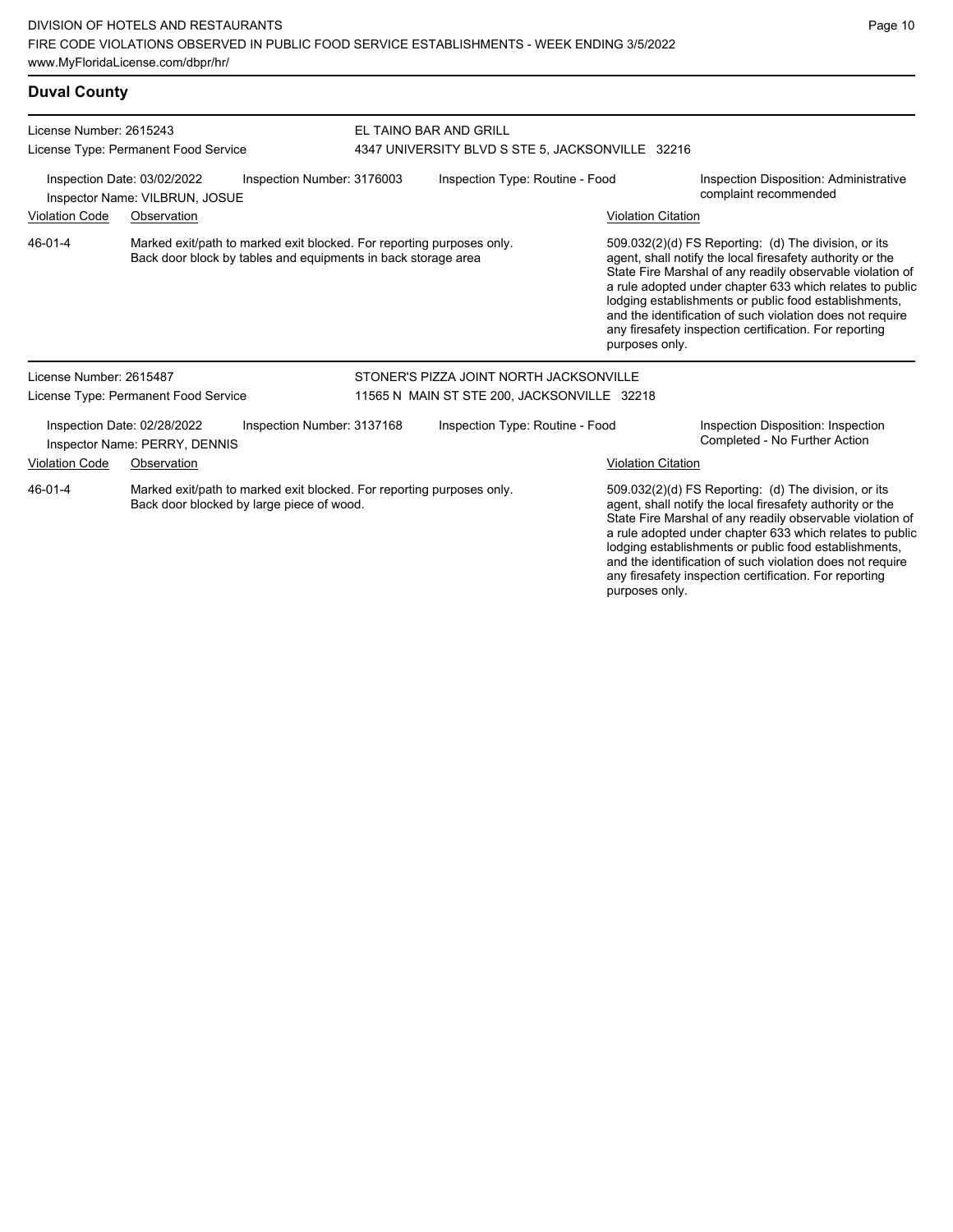## Duval County

**License Number:** 2615243
**License Type:** Permanent Food Service

**EL TAINO BAR AND GRILL**
4347 UNIVERSITY BLVD S STE 5, JACKSONVILLE 32216

**Inspection Date:** 03/02/2022
**Inspector Name:** VILBRUN, JOSUE
**Inspection Number:** 3176003
**Inspection Type:** Routine - Food
**Inspection Disposition:** Administrative complaint recommended

| Violation Code | Observation | Violation Citation |
| --- | --- | --- |
| 46-01-4 | Marked exit/path to marked exit blocked. For reporting purposes only. Back door block by tables and equipments in back storage area | 509.032(2)(d) FS Reporting: (d) The division, or its agent, shall notify the local firesafety authority or the State Fire Marshal of any readily observable violation of a rule adopted under chapter 633 which relates to public lodging establishments or public food establishments, and the identification of such violation does not require any firesafety inspection certification. For reporting purposes only. |

**License Number:** 2615487
**License Type:** Permanent Food Service

**STONER'S PIZZA JOINT NORTH JACKSONVILLE**
11565 N MAIN ST STE 200, JACKSONVILLE 32218

**Inspection Date:** 02/28/2022
**Inspector Name:** PERRY, DENNIS
**Inspection Number:** 3137168
**Inspection Type:** Routine - Food
**Inspection Disposition:** Inspection Completed - No Further Action

| Violation Code | Observation | Violation Citation |
| --- | --- | --- |
| 46-01-4 | Marked exit/path to marked exit blocked. For reporting purposes only. Back door blocked by large piece of wood. | 509.032(2)(d) FS Reporting: (d) The division, or its agent, shall notify the local firesafety authority or the State Fire Marshal of any readily observable violation of a rule adopted under chapter 633 which relates to public lodging establishments or public food establishments, and the identification of such violation does not require any firesafety inspection certification. For reporting purposes only. |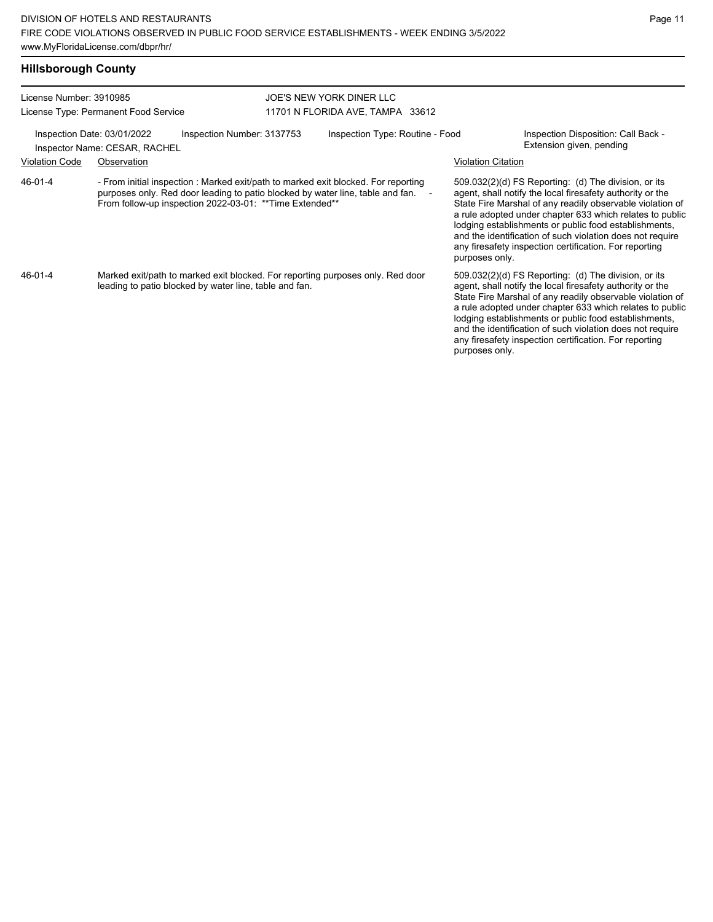## Hillsborough County

License Number: 3910985
License Type: Permanent Food Service

JOE'S NEW YORK DINER LLC
11701 N FLORIDA AVE, TAMPA 33612

Inspection Date: 03/01/2022 | Inspection Number: 3137753 | Inspection Type: Routine - Food | Inspection Disposition: Call Back - Extension given, pending
Inspector Name: CESAR, RACHEL

| Violation Code | Observation | Violation Citation |
|---|---|---|
| 46-01-4 | - From initial inspection : Marked exit/path to marked exit blocked. For reporting purposes only. Red door leading to patio blocked by water line, table and fan. - From follow-up inspection 2022-03-01: **Time Extended** | 509.032(2)(d) FS Reporting: (d) The division, or its agent, shall notify the local firesafety authority or the State Fire Marshal of any readily observable violation of a rule adopted under chapter 633 which relates to public lodging establishments or public food establishments, and the identification of such violation does not require any firesafety inspection certification. For reporting purposes only. |
| 46-01-4 | Marked exit/path to marked exit blocked. For reporting purposes only. Red door leading to patio blocked by water line, table and fan. | 509.032(2)(d) FS Reporting: (d) The division, or its agent, shall notify the local firesafety authority or the State Fire Marshal of any readily observable violation of a rule adopted under chapter 633 which relates to public lodging establishments or public food establishments, and the identification of such violation does not require any firesafety inspection certification. For reporting purposes only. |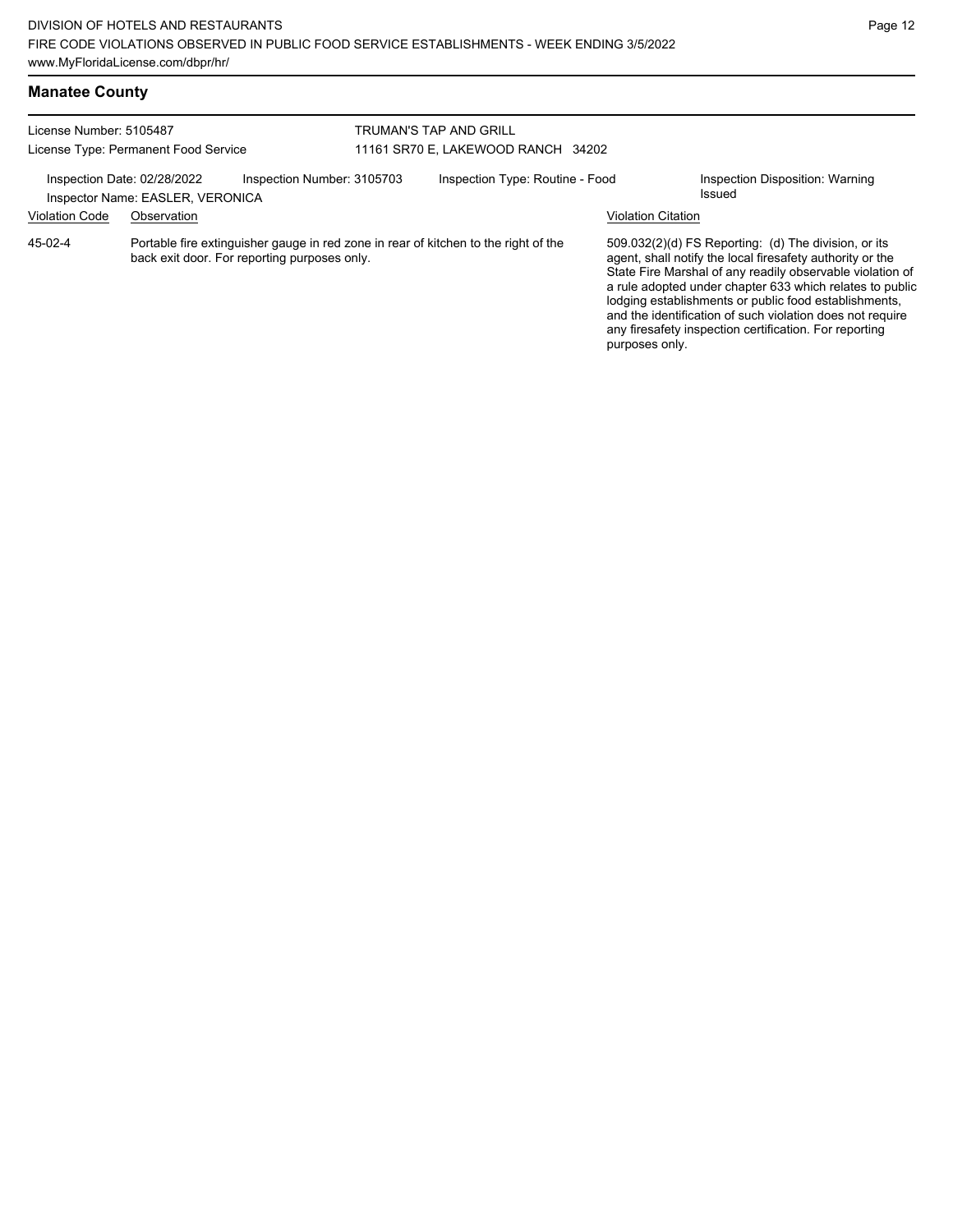## Manatee County

License Number: 5105487
License Type: Permanent Food Service

TRUMAN'S TAP AND GRILL
11161 SR70 E, LAKEWOOD RANCH 34202

Inspection Date: 02/28/2022
Inspector Name: EASLER, VERONICA
Inspection Number: 3105703
Inspection Type: Routine - Food
Inspection Disposition: Warning Issued

| Violation Code | Observation | Violation Citation |
| --- | --- | --- |
| 45-02-4 | Portable fire extinguisher gauge in red zone in rear of kitchen to the right of the back exit door. For reporting purposes only. | 509.032(2)(d) FS Reporting: (d) The division, or its agent, shall notify the local firesafety authority or the State Fire Marshal of any readily observable violation of a rule adopted under chapter 633 which relates to public lodging establishments or public food establishments, and the identification of such violation does not require any firesafety inspection certification. For reporting purposes only. |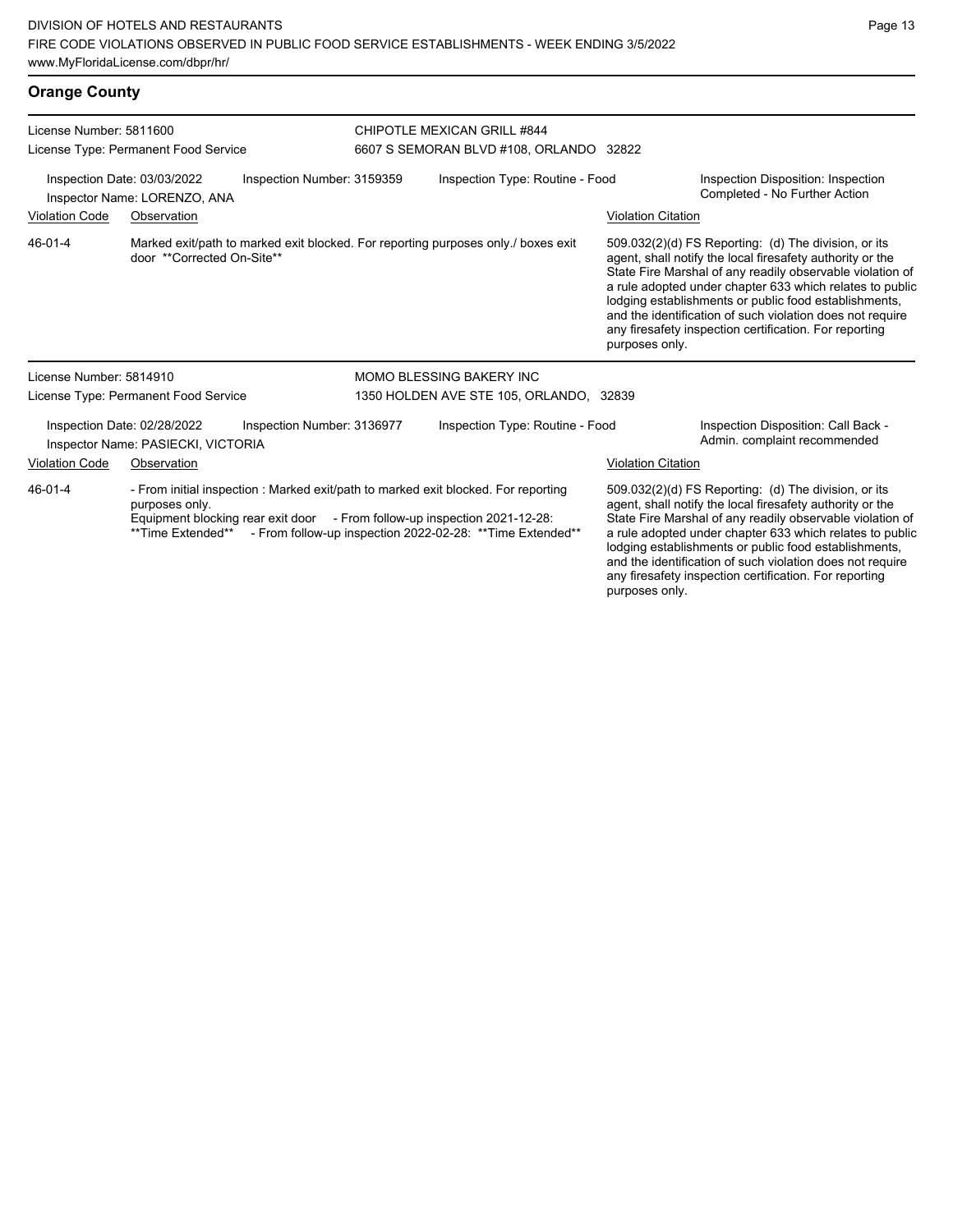## Orange County

**License Number:** 5811600
**License Type:** Permanent Food Service

**CHIPOTLE MEXICAN GRILL #844**
6607 S SEMORAN BLVD #108, ORLANDO 32822

**Inspection Date:** 03/03/2022
**Inspector Name:** LORENZO, ANA
**Inspection Number:** 3159359
**Inspection Type:** Routine - Food
**Inspection Disposition:** Inspection Completed - No Further Action

| Violation Code | Observation | Violation Citation |
| --- | --- | --- |
| 46-01-4 | Marked exit/path to marked exit blocked. For reporting purposes only./ boxes exit door **Corrected On-Site** | 509.032(2)(d) FS Reporting: (d) The division, or its agent, shall notify the local firesafety authority or the State Fire Marshal of any readily observable violation of a rule adopted under chapter 633 which relates to public lodging establishments or public food establishments, and the identification of such violation does not require any firesafety inspection certification. For reporting purposes only. |

**License Number:** 5814910
**License Type:** Permanent Food Service

**MOMO BLESSING BAKERY INC**
1350 HOLDEN AVE STE 105, ORLANDO, 32839

**Inspection Date:** 02/28/2022
**Inspector Name:** PASIECKI, VICTORIA
**Inspection Number:** 3136977
**Inspection Type:** Routine - Food
**Inspection Disposition:** Call Back - Admin. complaint recommended

| Violation Code | Observation | Violation Citation |
| --- | --- | --- |
| 46-01-4 | - From initial inspection : Marked exit/path to marked exit blocked. For reporting purposes only. Equipment blocking rear exit door - From follow-up inspection 2021-12-28: **Time Extended** - From follow-up inspection 2022-02-28: **Time Extended** | 509.032(2)(d) FS Reporting: (d) The division, or its agent, shall notify the local firesafety authority or the State Fire Marshal of any readily observable violation of a rule adopted under chapter 633 which relates to public lodging establishments or public food establishments, and the identification of such violation does not require any firesafety inspection certification. For reporting purposes only. |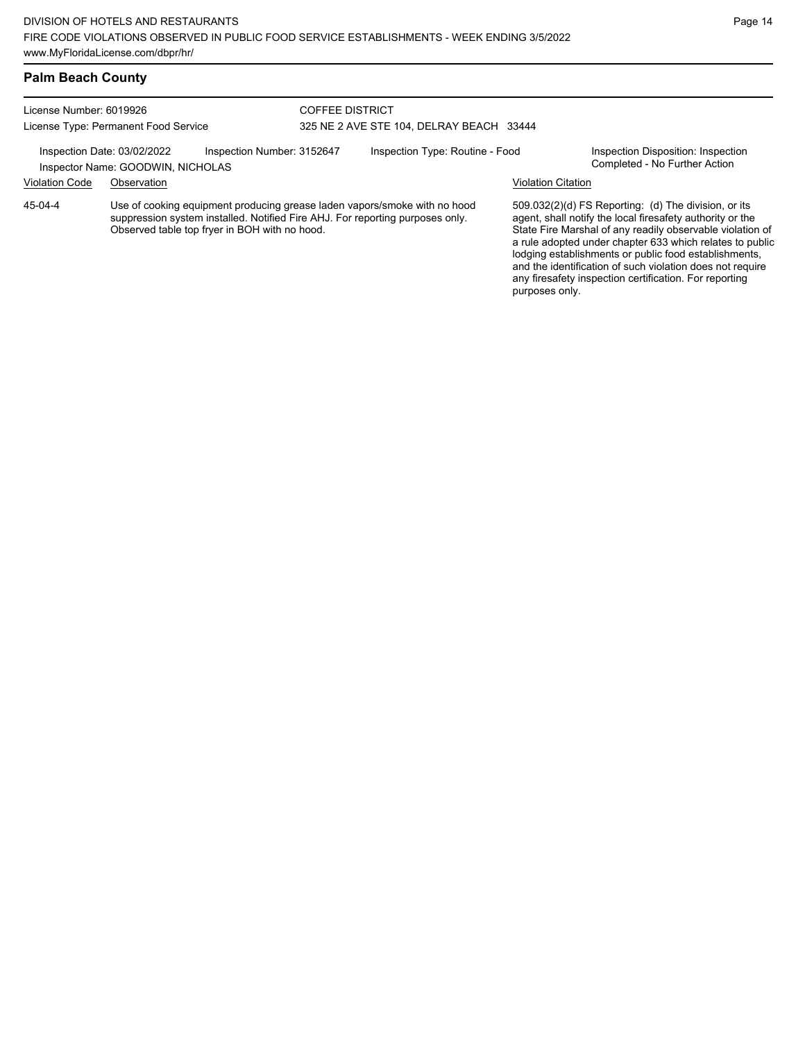## Palm Beach County

License Number: 6019926

License Type: Permanent Food Service

COFFEE DISTRICT

325 NE 2 AVE STE 104, DELRAY BEACH 33444

Inspection Date: 03/02/2022

Inspection Number: 3152647

Inspection Type: Routine - Food

Inspection Disposition: Inspection Completed - No Further Action

Inspector Name: GOODWIN, NICHOLAS

| Violation Code | Observation | Violation Citation |
| --- | --- | --- |
| 45-04-4 | Use of cooking equipment producing grease laden vapors/smoke with no hood suppression system installed. Notified Fire AHJ. For reporting purposes only. Observed table top fryer in BOH with no hood. | 509.032(2)(d) FS Reporting: (d) The division, or its agent, shall notify the local firesafety authority or the State Fire Marshal of any readily observable violation of a rule adopted under chapter 633 which relates to public lodging establishments or public food establishments, and the identification of such violation does not require any firesafety inspection certification. For reporting purposes only. |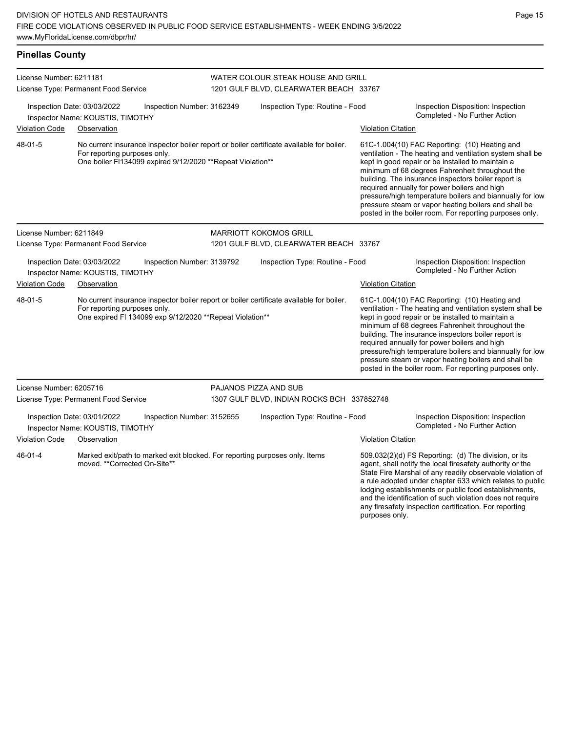## Pinellas County

**License Number:** 6211181
**License Type:** Permanent Food Service

**WATER COLOUR STEAK HOUSE AND GRILL**
1201 GULF BLVD, CLEARWATER BEACH 33767

**Inspection Date:** 03/03/2022 **Inspection Number:** 3162349 **Inspection Type:** Routine - Food
**Inspector Name:** KOUSTIS, TIMOTHY
**Inspection Disposition:** Inspection Completed - No Further Action

| Violation Code | Observation | Violation Citation |
|---|---|---|
| 48-01-5 | No current insurance inspector boiler report or boiler certificate available for boiler. For reporting purposes only. One boiler FI134099 expired 9/12/2020 **Repeat Violation** | 61C-1.004(10) FAC Reporting: (10) Heating and ventilation - The heating and ventilation system shall be kept in good repair or be installed to maintain a minimum of 68 degrees Fahrenheit throughout the building. The insurance inspectors boiler report is required annually for power boilers and high pressure/high temperature boilers and biannually for low pressure steam or vapor heating boilers and shall be posted in the boiler room. For reporting purposes only. |

**License Number:** 6211849
**License Type:** Permanent Food Service

**MARRIOTT KOKOMOS GRILL**
1201 GULF BLVD, CLEARWATER BEACH 33767

**Inspection Date:** 03/03/2022 **Inspection Number:** 3139792 **Inspection Type:** Routine - Food
**Inspector Name:** KOUSTIS, TIMOTHY
**Inspection Disposition:** Inspection Completed - No Further Action

| Violation Code | Observation | Violation Citation |
|---|---|---|
| 48-01-5 | No current insurance inspector boiler report or boiler certificate available for boiler. For reporting purposes only. One expired FI 134099 exp 9/12/2020 **Repeat Violation** | 61C-1.004(10) FAC Reporting: (10) Heating and ventilation - The heating and ventilation system shall be kept in good repair or be installed to maintain a minimum of 68 degrees Fahrenheit throughout the building. The insurance inspectors boiler report is required annually for power boilers and high pressure/high temperature boilers and biannually for low pressure steam or vapor heating boilers and shall be posted in the boiler room. For reporting purposes only. |

**License Number:** 6205716
**License Type:** Permanent Food Service

**PAJANOS PIZZA AND SUB**
1307 GULF BLVD, INDIAN ROCKS BCH 337852748

**Inspection Date:** 03/01/2022 **Inspection Number:** 3152655 **Inspection Type:** Routine - Food
**Inspector Name:** KOUSTIS, TIMOTHY
**Inspection Disposition:** Inspection Completed - No Further Action

| Violation Code | Observation | Violation Citation |
|---|---|---|
| 46-01-4 | Marked exit/path to marked exit blocked. For reporting purposes only. Items moved. **Corrected On-Site** | 509.032(2)(d) FS Reporting: (d) The division, or its agent, shall notify the local firesafety authority or the State Fire Marshal of any readily observable violation of a rule adopted under chapter 633 which relates to public lodging establishments or public food establishments, and the identification of such violation does not require any firesafety inspection certification. For reporting purposes only. |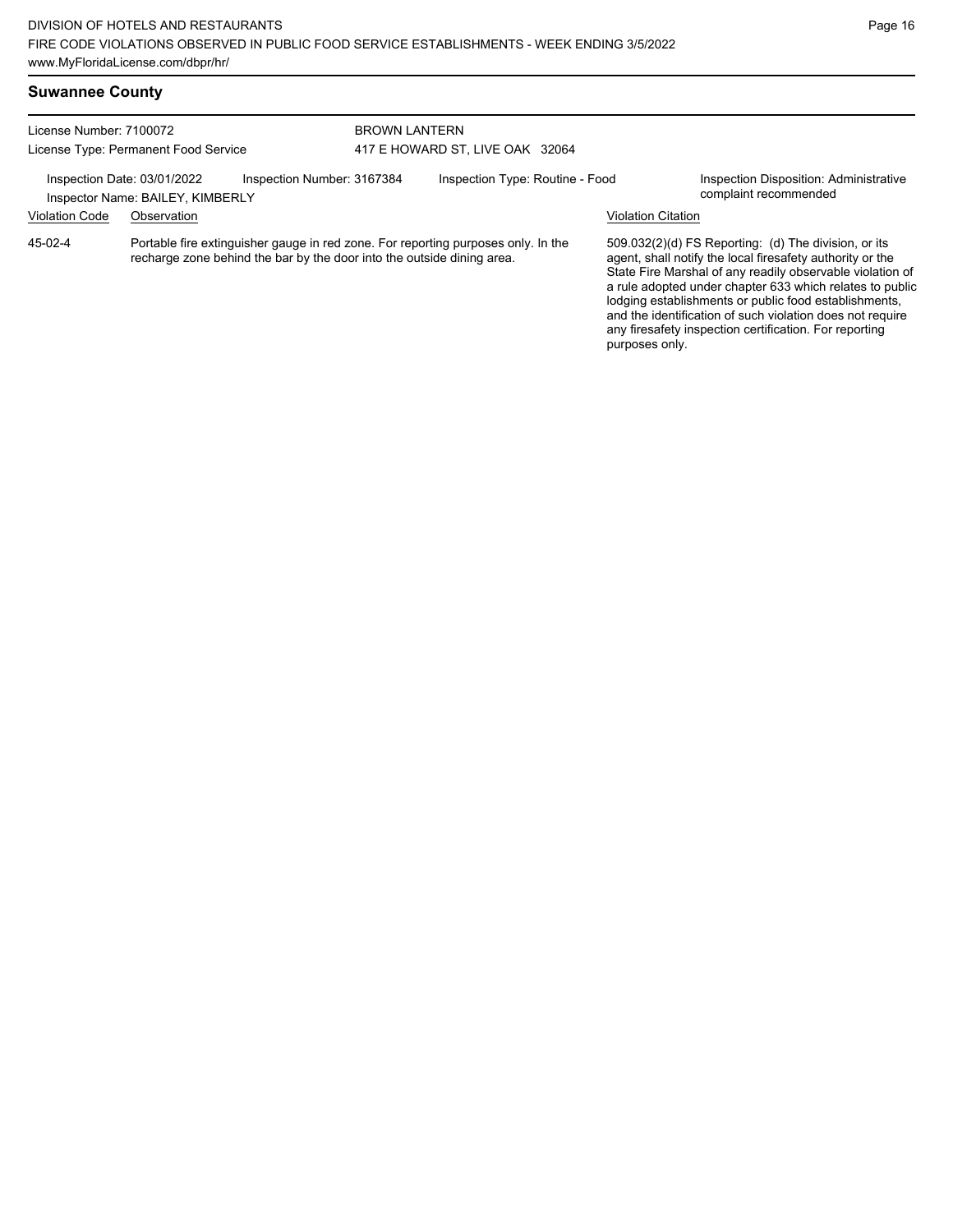## Suwannee County

License Number: 7100072
License Type: Permanent Food Service

BROWN LANTERN
417 E HOWARD ST, LIVE OAK 32064

Inspection Date: 03/01/2022
Inspection Number: 3167384
Inspection Type: Routine - Food
Inspection Disposition: Administrative complaint recommended
Inspector Name: BAILEY, KIMBERLY

| Violation Code | Observation | Violation Citation |
|---|---|---|
| 45-02-4 | Portable fire extinguisher gauge in red zone. For reporting purposes only. In the recharge zone behind the bar by the door into the outside dining area. | 509.032(2)(d) FS Reporting: (d) The division, or its agent, shall notify the local firesafety authority or the State Fire Marshal of any readily observable violation of a rule adopted under chapter 633 which relates to public lodging establishments or public food establishments, and the identification of such violation does not require any firesafety inspection certification. For reporting purposes only. |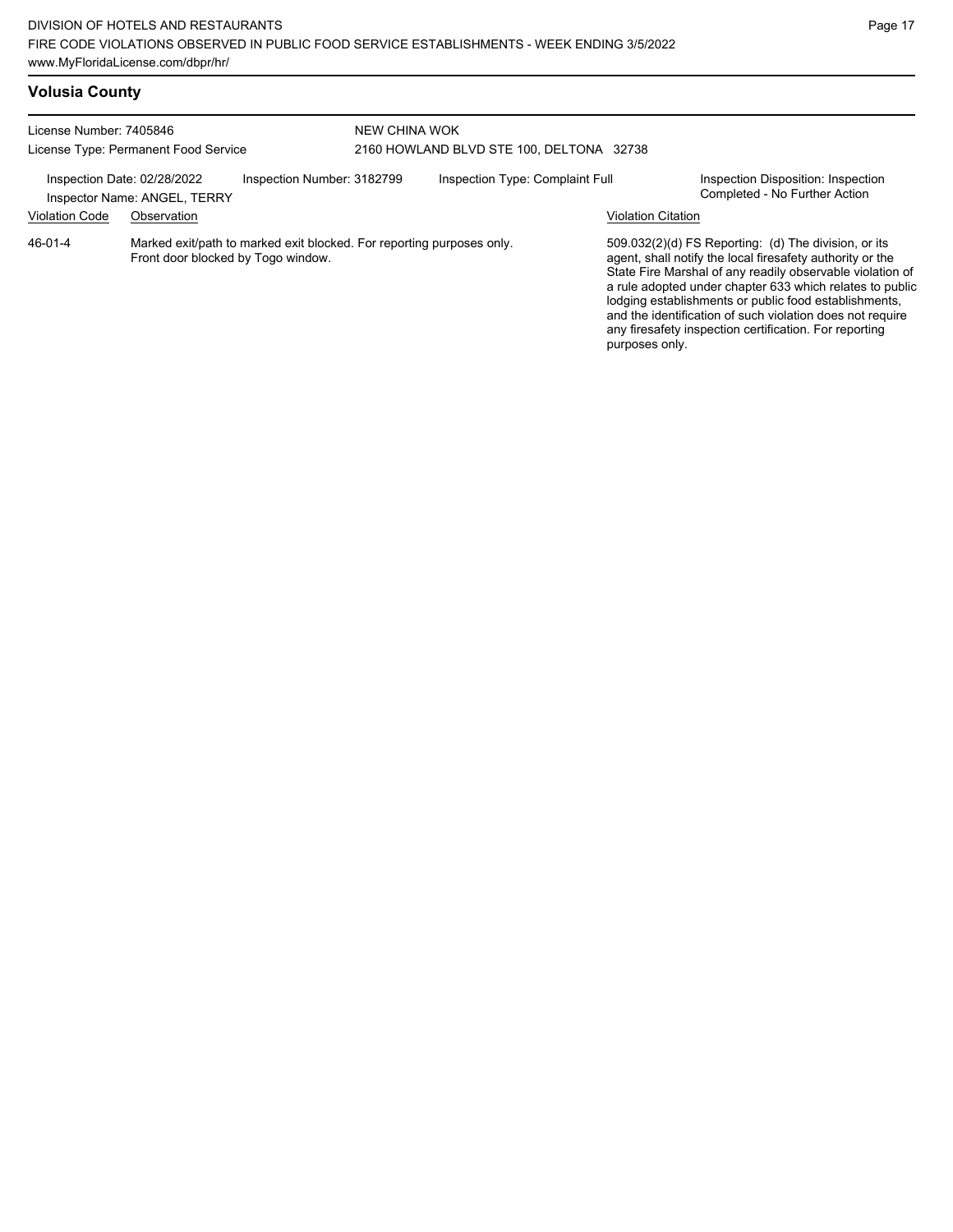## Volusia County

License Number: 7405846
License Type: Permanent Food Service

NEW CHINA WOK
2160 HOWLAND BLVD STE 100, DELTONA 32738

Inspection Date: 02/28/2022
Inspector Name: ANGEL, TERRY
Inspection Number: 3182799
Inspection Type: Complaint Full
Inspection Disposition: Inspection Completed - No Further Action

| Violation Code | Observation | Violation Citation |
|---|---|---|
| 46-01-4 | Marked exit/path to marked exit blocked. For reporting purposes only. Front door blocked by Togo window. | 509.032(2)(d) FS Reporting: (d) The division, or its agent, shall notify the local firesafety authority or the State Fire Marshal of any readily observable violation of a rule adopted under chapter 633 which relates to public lodging establishments or public food establishments, and the identification of such violation does not require any firesafety inspection certification. For reporting purposes only. |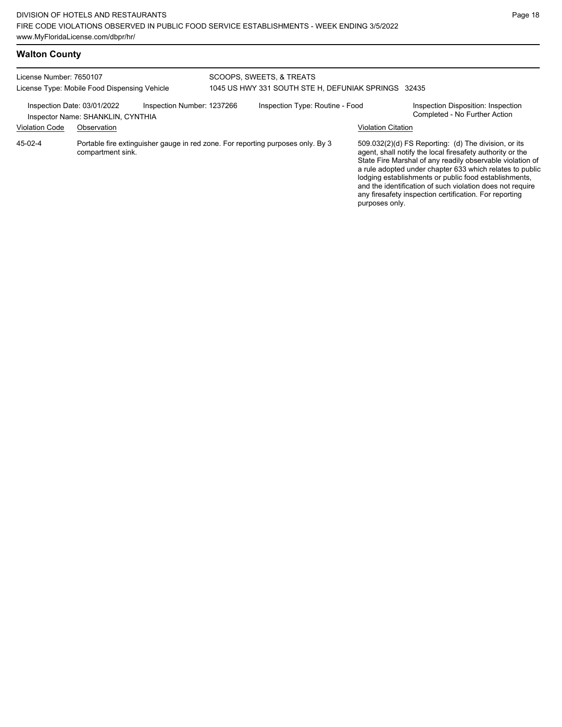## Walton County

License Number: 7650107
License Type: Mobile Food Dispensing Vehicle

SCOOPS, SWEETS, & TREATS
1045 US HWY 331 SOUTH STE H, DEFUNIAK SPRINGS 32435

Inspection Date: 03/01/2022
Inspection Number: 1237266
Inspection Type: Routine - Food
Inspection Disposition: Inspection Completed - No Further Action
Inspector Name: SHANKLIN, CYNTHIA

| Violation Code | Observation | Violation Citation |
|---|---|---|
| 45-02-4 | Portable fire extinguisher gauge in red zone. For reporting purposes only. By 3 compartment sink. | 509.032(2)(d) FS Reporting: (d) The division, or its agent, shall notify the local firesafety authority or the State Fire Marshal of any readily observable violation of a rule adopted under chapter 633 which relates to public lodging establishments or public food establishments, and the identification of such violation does not require any firesafety inspection certification. For reporting purposes only. |